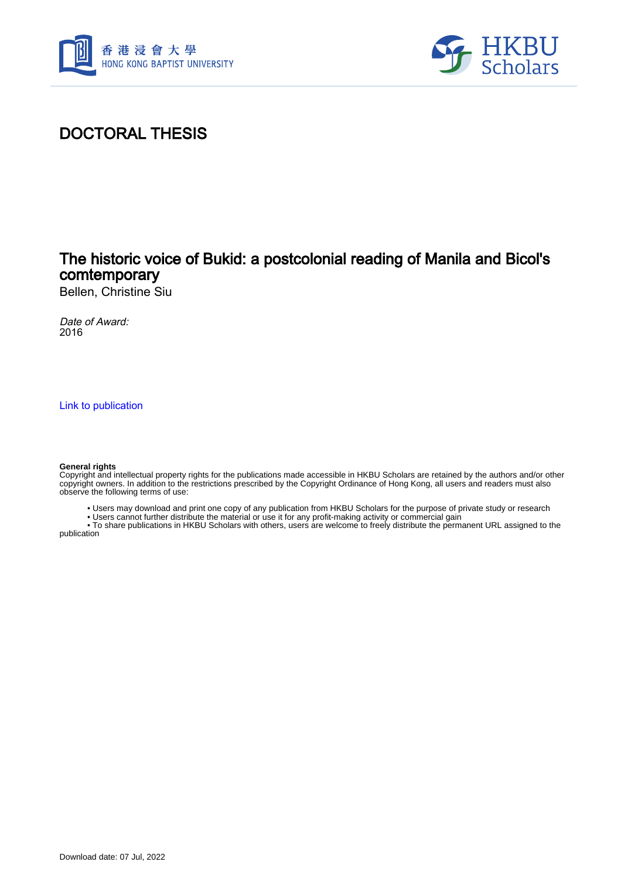# DOCTORAL THESIS

## The historic voice of Bukid: a postcolonial reading of Manila and Bicol's comtemporary

Bellen, Christine Siu

*Date of Award:*
2016

Link to publication

**General rights**
Copyright and intellectual property rights for the publications made accessible in HKBU Scholars are retained by the authors and/or other copyright owners. In addition to the restrictions prescribed by the Copyright Ordinance of Hong Kong, all users and readers must also observe the following terms of use:

- Users may download and print one copy of any publication from HKBU Scholars for the purpose of private study or research
- Users cannot further distribute the material or use it for any profit-making activity or commercial gain
- To share publications in HKBU Scholars with others, users are welcome to freely distribute the permanent URL assigned to the publication

Download date: 07 Jul, 2022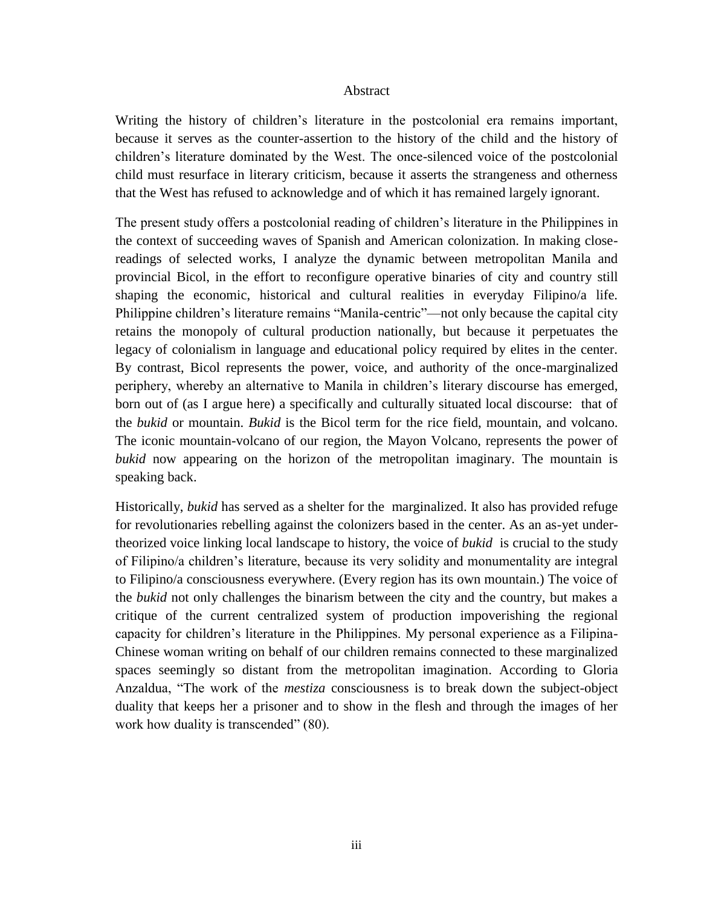# Abstract

Writing the history of children's literature in the postcolonial era remains important, because it serves as the counter-assertion to the history of the child and the history of children's literature dominated by the West. The once-silenced voice of the postcolonial child must resurface in literary criticism, because it asserts the strangeness and otherness that the West has refused to acknowledge and of which it has remained largely ignorant.

The present study offers a postcolonial reading of children's literature in the Philippines in the context of succeeding waves of Spanish and American colonization. In making close-readings of selected works, I analyze the dynamic between metropolitan Manila and provincial Bicol, in the effort to reconfigure operative binaries of city and country still shaping the economic, historical and cultural realities in everyday Filipino/a life. Philippine children's literature remains "Manila-centric"—not only because the capital city retains the monopoly of cultural production nationally, but because it perpetuates the legacy of colonialism in language and educational policy required by elites in the center. By contrast, Bicol represents the power, voice, and authority of the once-marginalized periphery, whereby an alternative to Manila in children's literary discourse has emerged, born out of (as I argue here) a specifically and culturally situated local discourse: that of the *bukid* or mountain. *Bukid* is the Bicol term for the rice field, mountain, and volcano. The iconic mountain-volcano of our region, the Mayon Volcano, represents the power of *bukid* now appearing on the horizon of the metropolitan imaginary. The mountain is speaking back.

Historically, *bukid* has served as a shelter for the marginalized. It also has provided refuge for revolutionaries rebelling against the colonizers based in the center. As an as-yet under-theorized voice linking local landscape to history, the voice of *bukid* is crucial to the study of Filipino/a children's literature, because its very solidity and monumentality are integral to Filipino/a consciousness everywhere. (Every region has its own mountain.) The voice of the *bukid* not only challenges the binarism between the city and the country, but makes a critique of the current centralized system of production impoverishing the regional capacity for children's literature in the Philippines. My personal experience as a Filipina-Chinese woman writing on behalf of our children remains connected to these marginalized spaces seemingly so distant from the metropolitan imagination. According to Gloria Anzaldua, "The work of the *mestiza* consciousness is to break down the subject-object duality that keeps her a prisoner and to show in the flesh and through the images of her work how duality is transcended" (80).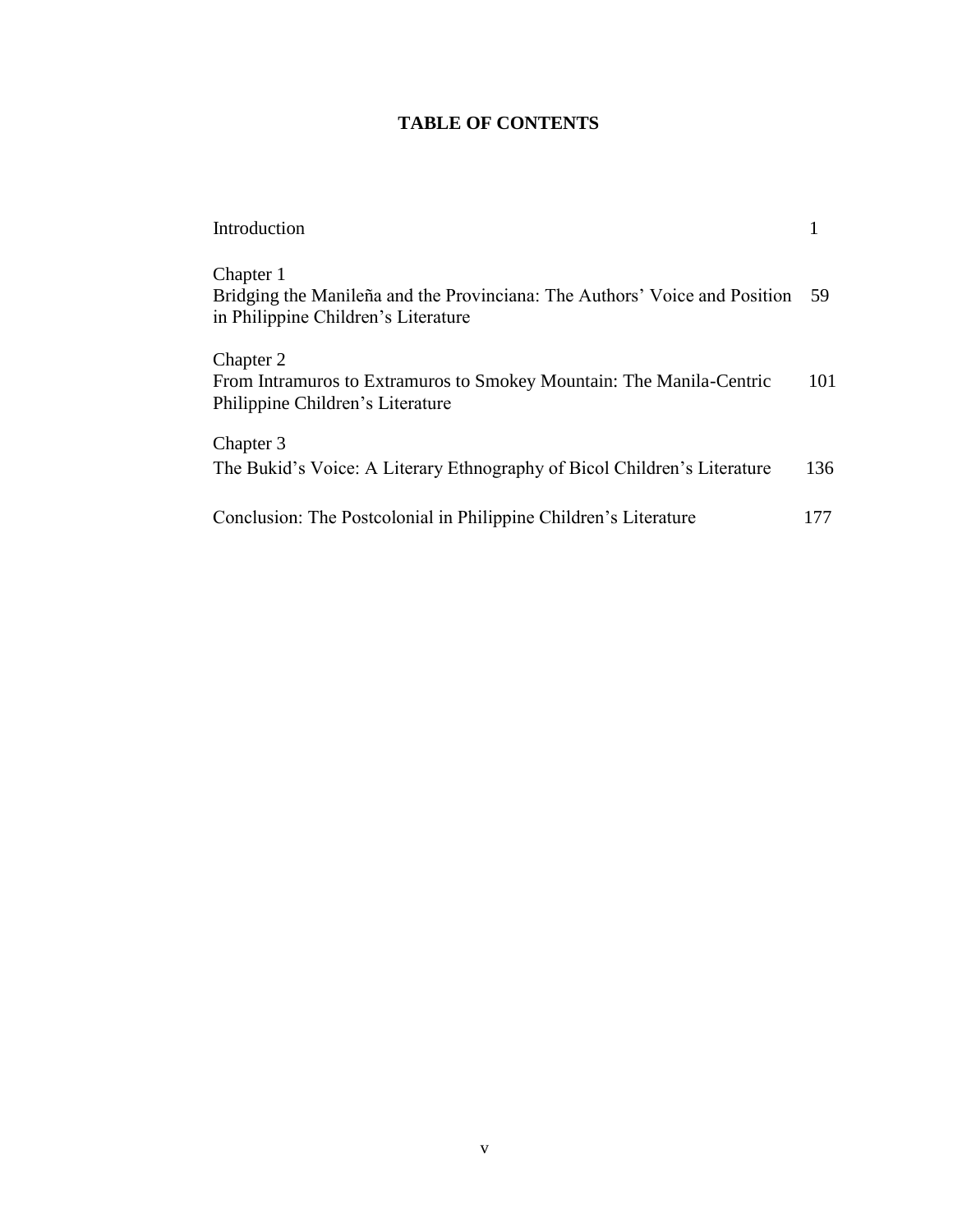# TABLE OF CONTENTS

| | |
|---|---|
| Introduction | 1 |
| Chapter 1<br>Bridging the Manileña and the Provinciana: The Authors' Voice and Position in Philippine Children's Literature | 59 |
| Chapter 2<br>From Intramuros to Extramuros to Smokey Mountain: The Manila-Centric Philippine Children's Literature | 101 |
| Chapter 3<br>The Bukid's Voice: A Literary Ethnography of Bicol Children's Literature | 136 |
| Conclusion: The Postcolonial in Philippine Children's Literature | 177 |